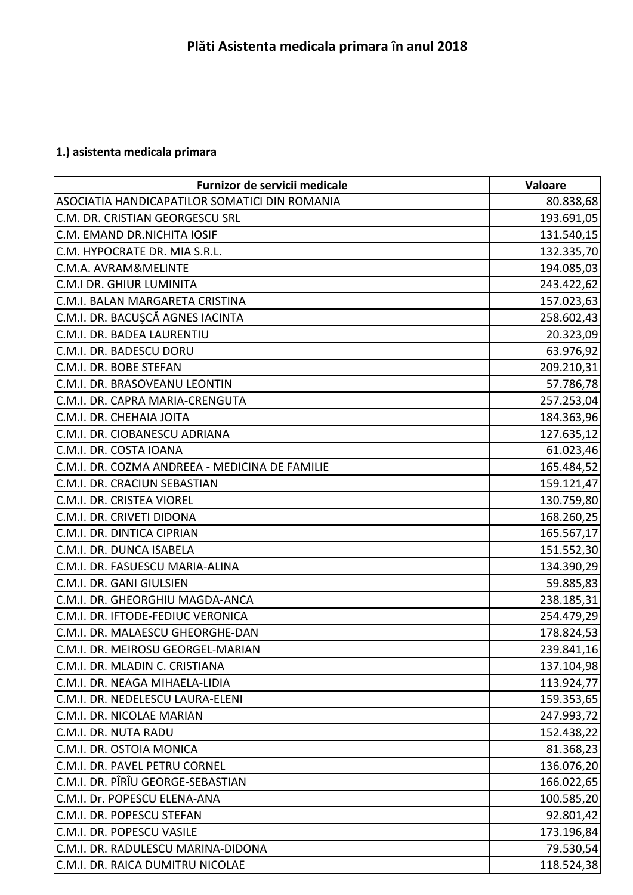# Plăti Asistenta medicala primara în anul 2018

## 1.) asistenta medicala primara

| Furnizor de servicii medicale | Valoare |
| --- | ---: |
| ASOCIATIA HANDICAPATILOR SOMATICI DIN ROMANIA | 80.838,68 |
| C.M. DR. CRISTIAN GEORGESCU SRL | 193.691,05 |
| C.M. EMAND DR.NICHITA IOSIF | 131.540,15 |
| C.M. HYPOCRATE DR. MIA S.R.L. | 132.335,70 |
| C.M.A. AVRAM&MELINTE | 194.085,03 |
| C.M.I DR. GHIUR LUMINITA | 243.422,62 |
| C.M.I. BALAN MARGARETA CRISTINA | 157.023,63 |
| C.M.I. DR. BACUŞCĂ AGNES IACINTA | 258.602,43 |
| C.M.I. DR. BADEA LAURENTIU | 20.323,09 |
| C.M.I. DR. BADESCU DORU | 63.976,92 |
| C.M.I. DR. BOBE STEFAN | 209.210,31 |
| C.M.I. DR. BRASOVEANU LEONTIN | 57.786,78 |
| C.M.I. DR. CAPRA MARIA-CRENGUTA | 257.253,04 |
| C.M.I. DR. CHEHAIA JOITA | 184.363,96 |
| C.M.I. DR. CIOBANESCU ADRIANA | 127.635,12 |
| C.M.I. DR. COSTA IOANA | 61.023,46 |
| C.M.I. DR. COZMA ANDREEA - MEDICINA DE FAMILIE | 165.484,52 |
| C.M.I. DR. CRACIUN SEBASTIAN | 159.121,47 |
| C.M.I. DR. CRISTEA VIOREL | 130.759,80 |
| C.M.I. DR. CRIVETI DIDONA | 168.260,25 |
| C.M.I. DR. DINTICA CIPRIAN | 165.567,17 |
| C.M.I. DR. DUNCA ISABELA | 151.552,30 |
| C.M.I. DR. FASUESCU MARIA-ALINA | 134.390,29 |
| C.M.I. DR. GANI GIULSIEN | 59.885,83 |
| C.M.I. DR. GHEORGHIU MAGDA-ANCA | 238.185,31 |
| C.M.I. DR. IFTODE-FEDIUC VERONICA | 254.479,29 |
| C.M.I. DR. MALAESCU GHEORGHE-DAN | 178.824,53 |
| C.M.I. DR. MEIROSU GEORGEL-MARIAN | 239.841,16 |
| C.M.I. DR. MLADIN C. CRISTIANA | 137.104,98 |
| C.M.I. DR. NEAGA MIHAELA-LIDIA | 113.924,77 |
| C.M.I. DR. NEDELESCU LAURA-ELENI | 159.353,65 |
| C.M.I. DR. NICOLAE MARIAN | 247.993,72 |
| C.M.I. DR. NUTA RADU | 152.438,22 |
| C.M.I. DR. OSTOIA MONICA | 81.368,23 |
| C.M.I. DR. PAVEL PETRU CORNEL | 136.076,20 |
| C.M.I. DR. PÎRÎU GEORGE-SEBASTIAN | 166.022,65 |
| C.M.I. Dr. POPESCU ELENA-ANA | 100.585,20 |
| C.M.I. DR. POPESCU STEFAN | 92.801,42 |
| C.M.I. DR. POPESCU VASILE | 173.196,84 |
| C.M.I. DR. RADULESCU MARINA-DIDONA | 79.530,54 |
| C.M.I. DR. RAICA DUMITRU NICOLAE | 118.524,38 |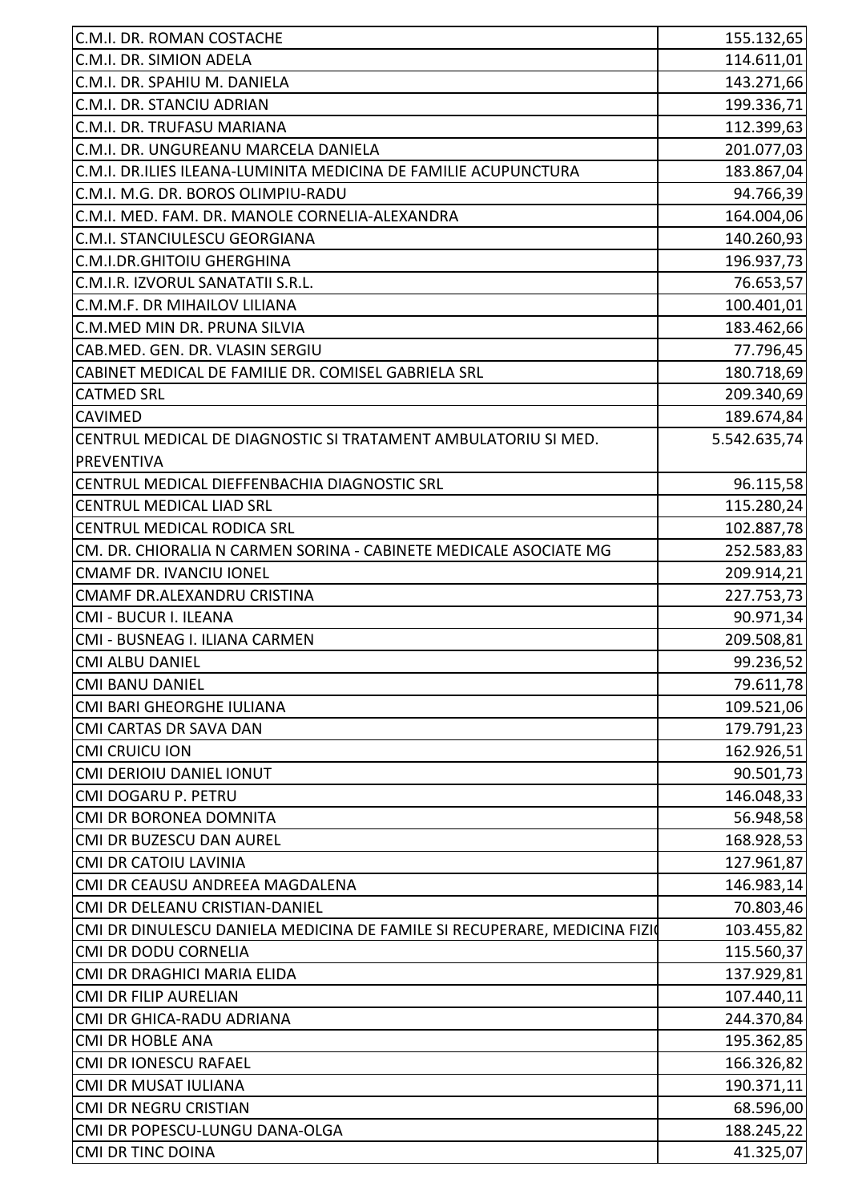| | |
|---|---|
| C.M.I. DR. ROMAN COSTACHE | 155.132,65 |
| C.M.I. DR. SIMION ADELA | 114.611,01 |
| C.M.I. DR. SPAHIU M. DANIELA | 143.271,66 |
| C.M.I. DR. STANCIU ADRIAN | 199.336,71 |
| C.M.I. DR. TRUFASU MARIANA | 112.399,63 |
| C.M.I. DR. UNGUREANU MARCELA DANIELA | 201.077,03 |
| C.M.I. DR.ILIES ILEANA-LUMINITA MEDICINA DE FAMILIE ACUPUNCTURA | 183.867,04 |
| C.M.I. M.G. DR. BOROS OLIMPIU-RADU | 94.766,39 |
| C.M.I. MED. FAM. DR. MANOLE CORNELIA-ALEXANDRA | 164.004,06 |
| C.M.I. STANCIULESCU GEORGIANA | 140.260,93 |
| C.M.I.DR.GHITOIU GHERGHINA | 196.937,73 |
| C.M.I.R. IZVORUL SANATATII S.R.L. | 76.653,57 |
| C.M.M.F. DR MIHAILOV LILIANA | 100.401,01 |
| C.M.MED MIN DR. PRUNA SILVIA | 183.462,66 |
| CAB.MED. GEN. DR. VLASIN SERGIU | 77.796,45 |
| CABINET MEDICAL DE FAMILIE DR. COMISEL GABRIELA SRL | 180.718,69 |
| CATMED SRL | 209.340,69 |
| CAVIMED | 189.674,84 |
| CENTRUL MEDICAL DE DIAGNOSTIC SI TRATAMENT AMBULATORIU SI MED. PREVENTIVA | 5.542.635,74 |
| CENTRUL MEDICAL DIEFFENBACHIA DIAGNOSTIC SRL | 96.115,58 |
| CENTRUL MEDICAL LIAD SRL | 115.280,24 |
| CENTRUL MEDICAL RODICA SRL | 102.887,78 |
| CM. DR. CHIORALIA N CARMEN SORINA - CABINETE MEDICALE ASOCIATE MG | 252.583,83 |
| CMAMF DR. IVANCIU IONEL | 209.914,21 |
| CMAMF DR.ALEXANDRU CRISTINA | 227.753,73 |
| CMI - BUCUR I. ILEANA | 90.971,34 |
| CMI - BUSNEAG I. ILIANA CARMEN | 209.508,81 |
| CMI ALBU DANIEL | 99.236,52 |
| CMI BANU DANIEL | 79.611,78 |
| CMI BARI GHEORGHE IULIANA | 109.521,06 |
| CMI CARTAS DR SAVA DAN | 179.791,23 |
| CMI CRUICU ION | 162.926,51 |
| CMI DERIOIU DANIEL IONUT | 90.501,73 |
| CMI DOGARU P. PETRU | 146.048,33 |
| CMI DR BORONEA DOMNITA | 56.948,58 |
| CMI DR BUZESCU DAN AUREL | 168.928,53 |
| CMI DR CATOIU LAVINIA | 127.961,87 |
| CMI DR CEAUSU ANDREEA MAGDALENA | 146.983,14 |
| CMI DR DELEANU CRISTIAN-DANIEL | 70.803,46 |
| CMI DR DINULESCU DANIELA MEDICINA DE FAMILE SI RECUPERARE, MEDICINA FIZI | 103.455,82 |
| CMI DR DODU CORNELIA | 115.560,37 |
| CMI DR DRAGHICI MARIA ELIDA | 137.929,81 |
| CMI DR FILIP AURELIAN | 107.440,11 |
| CMI DR GHICA-RADU ADRIANA | 244.370,84 |
| CMI DR HOBLE ANA | 195.362,85 |
| CMI DR IONESCU RAFAEL | 166.326,82 |
| CMI DR MUSAT IULIANA | 190.371,11 |
| CMI DR NEGRU CRISTIAN | 68.596,00 |
| CMI DR POPESCU-LUNGU DANA-OLGA | 188.245,22 |
| CMI DR TINC DOINA | 41.325,07 |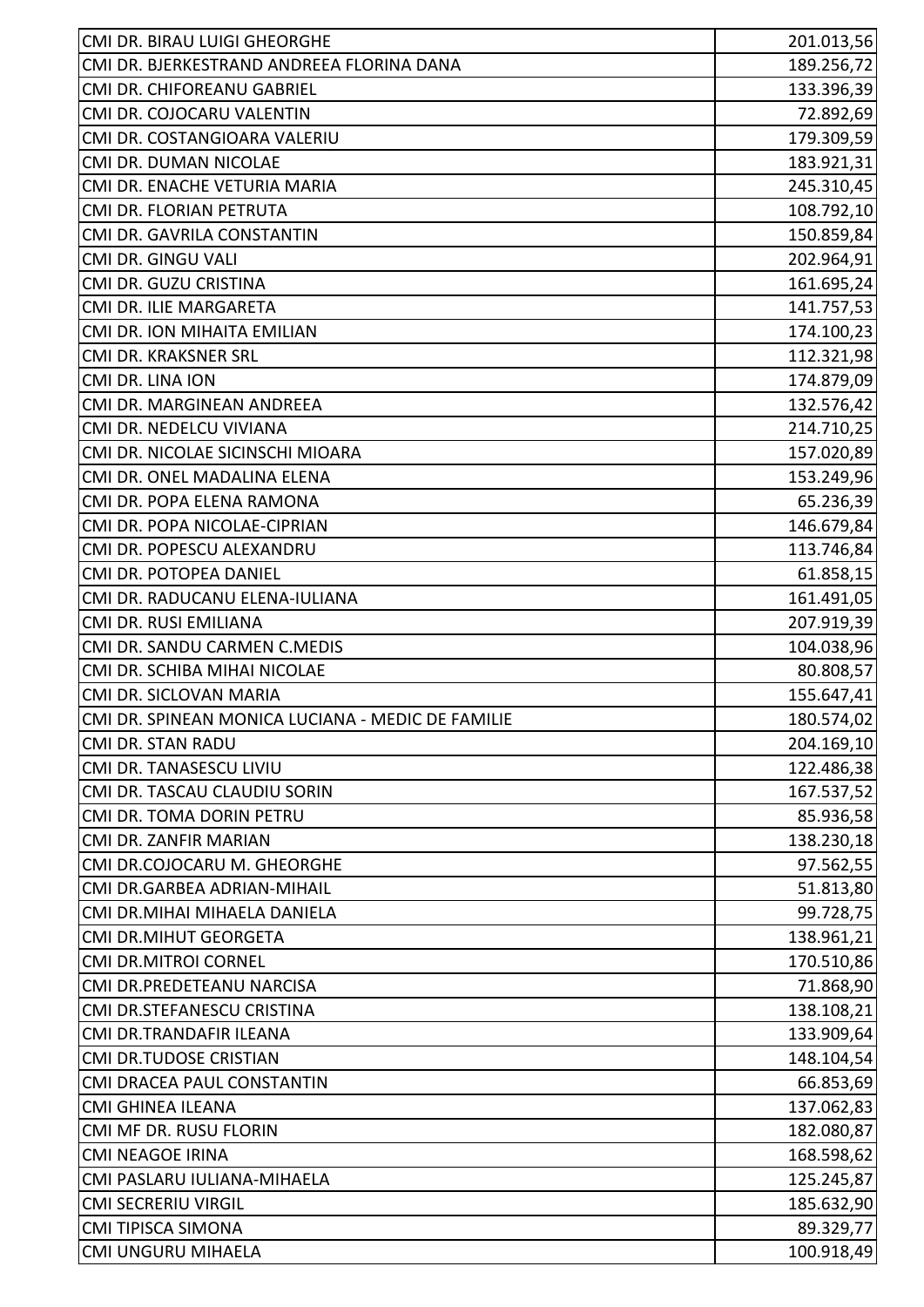| | |
|---|---|
| CMI DR. BIRAU LUIGI GHEORGHE | 201.013,56 |
| CMI DR. BJERKESTRAND ANDREEA FLORINA DANA | 189.256,72 |
| CMI DR. CHIFOREANU GABRIEL | 133.396,39 |
| CMI DR. COJOCARU VALENTIN | 72.892,69 |
| CMI DR. COSTANGIOARA VALERIU | 179.309,59 |
| CMI DR. DUMAN NICOLAE | 183.921,31 |
| CMI DR. ENACHE VETURIA MARIA | 245.310,45 |
| CMI DR. FLORIAN PETRUTA | 108.792,10 |
| CMI DR. GAVRILA CONSTANTIN | 150.859,84 |
| CMI DR. GINGU VALI | 202.964,91 |
| CMI DR. GUZU CRISTINA | 161.695,24 |
| CMI DR. ILIE MARGARETA | 141.757,53 |
| CMI DR. ION MIHAITA EMILIAN | 174.100,23 |
| CMI DR. KRAKSNER SRL | 112.321,98 |
| CMI DR. LINA ION | 174.879,09 |
| CMI DR. MARGINEAN ANDREEA | 132.576,42 |
| CMI DR. NEDELCU VIVIANA | 214.710,25 |
| CMI DR. NICOLAE SICINSCHI MIOARA | 157.020,89 |
| CMI DR. ONEL MADALINA ELENA | 153.249,96 |
| CMI DR. POPA ELENA RAMONA | 65.236,39 |
| CMI DR. POPA NICOLAE-CIPRIAN | 146.679,84 |
| CMI DR. POPESCU ALEXANDRU | 113.746,84 |
| CMI DR. POTOPEA DANIEL | 61.858,15 |
| CMI DR. RADUCANU ELENA-IULIANA | 161.491,05 |
| CMI DR. RUSI EMILIANA | 207.919,39 |
| CMI DR. SANDU CARMEN C.MEDIS | 104.038,96 |
| CMI DR. SCHIBA MIHAI NICOLAE | 80.808,57 |
| CMI DR. SICLOVAN MARIA | 155.647,41 |
| CMI DR. SPINEAN MONICA LUCIANA - MEDIC DE FAMILIE | 180.574,02 |
| CMI DR. STAN RADU | 204.169,10 |
| CMI DR. TANASESCU LIVIU | 122.486,38 |
| CMI DR. TASCAU CLAUDIU SORIN | 167.537,52 |
| CMI DR. TOMA DORIN PETRU | 85.936,58 |
| CMI DR. ZANFIR MARIAN | 138.230,18 |
| CMI DR.COJOCARU M. GHEORGHE | 97.562,55 |
| CMI DR.GARBEA ADRIAN-MIHAIL | 51.813,80 |
| CMI DR.MIHAI MIHAELA DANIELA | 99.728,75 |
| CMI DR.MIHUT GEORGETA | 138.961,21 |
| CMI DR.MITROI CORNEL | 170.510,86 |
| CMI DR.PREDETEANU NARCISA | 71.868,90 |
| CMI DR.STEFANESCU CRISTINA | 138.108,21 |
| CMI DR.TRANDAFIR ILEANA | 133.909,64 |
| CMI DR.TUDOSE CRISTIAN | 148.104,54 |
| CMI DRACEA PAUL CONSTANTIN | 66.853,69 |
| CMI GHINEA ILEANA | 137.062,83 |
| CMI MF DR. RUSU FLORIN | 182.080,87 |
| CMI NEAGOE IRINA | 168.598,62 |
| CMI PASLARU IULIANA-MIHAELA | 125.245,87 |
| CMI SECRERIU VIRGIL | 185.632,90 |
| CMI TIPISCA SIMONA | 89.329,77 |
| CMI UNGURU MIHAELA | 100.918,49 |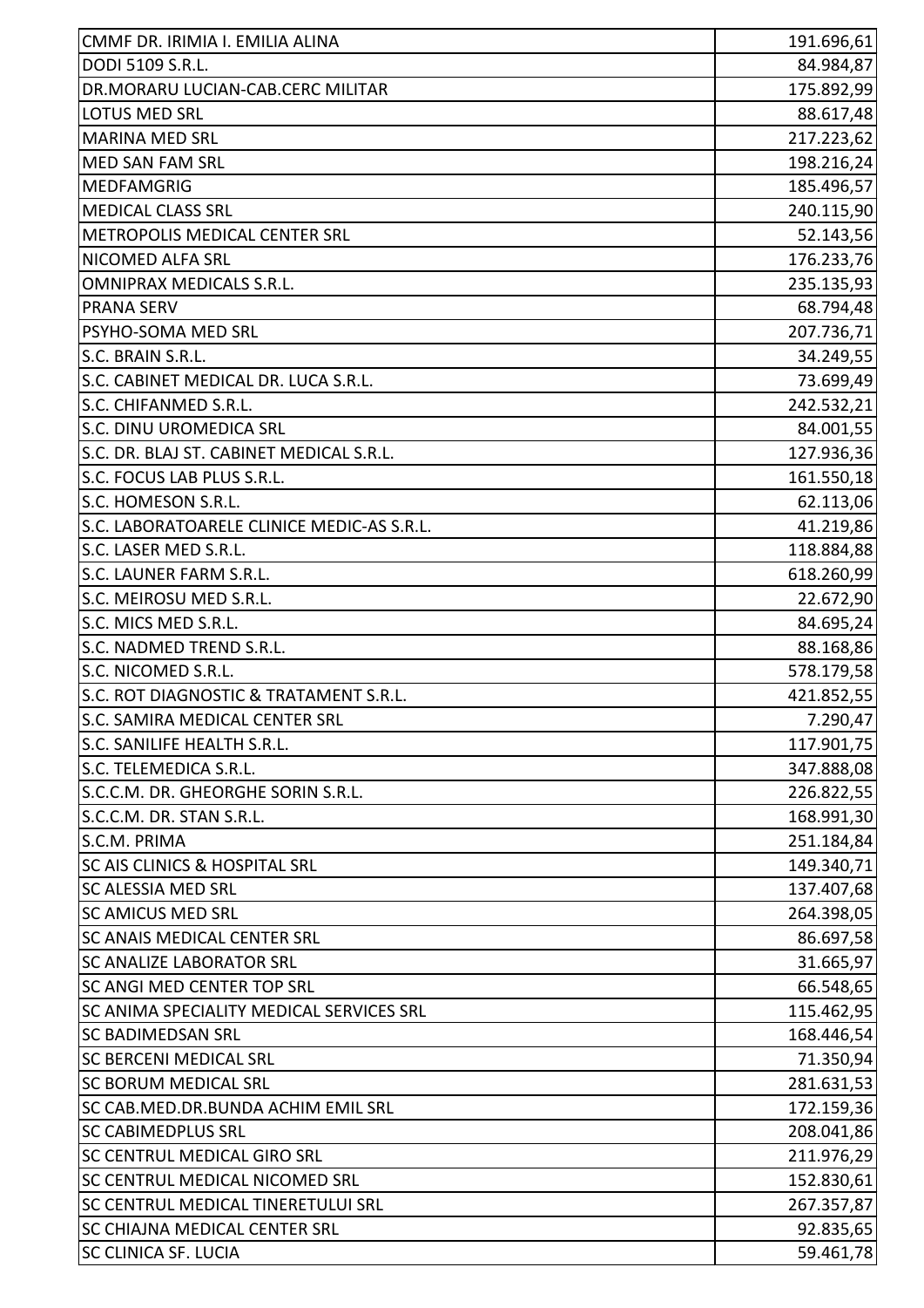| | |
|---|---|
| CMMF DR. IRIMIA I. EMILIA ALINA | 191.696,61 |
| DODI 5109 S.R.L. | 84.984,87 |
| DR.MORARU LUCIAN-CAB.CERC MILITAR | 175.892,99 |
| LOTUS MED SRL | 88.617,48 |
| MARINA MED SRL | 217.223,62 |
| MED SAN FAM SRL | 198.216,24 |
| MEDFAMGRIG | 185.496,57 |
| MEDICAL CLASS SRL | 240.115,90 |
| METROPOLIS MEDICAL CENTER SRL | 52.143,56 |
| NICOMED ALFA SRL | 176.233,76 |
| OMNIPRAX MEDICALS S.R.L. | 235.135,93 |
| PRANA SERV | 68.794,48 |
| PSYHO-SOMA MED SRL | 207.736,71 |
| S.C. BRAIN S.R.L. | 34.249,55 |
| S.C. CABINET MEDICAL DR. LUCA S.R.L. | 73.699,49 |
| S.C. CHIFANMED S.R.L. | 242.532,21 |
| S.C. DINU UROMEDICA SRL | 84.001,55 |
| S.C. DR. BLAJ ST. CABINET MEDICAL S.R.L. | 127.936,36 |
| S.C. FOCUS LAB PLUS S.R.L. | 161.550,18 |
| S.C. HOMESON S.R.L. | 62.113,06 |
| S.C. LABORATOARELE CLINICE MEDIC-AS S.R.L. | 41.219,86 |
| S.C. LASER MED S.R.L. | 118.884,88 |
| S.C. LAUNER FARM S.R.L. | 618.260,99 |
| S.C. MEIROSU MED S.R.L. | 22.672,90 |
| S.C. MICS MED S.R.L. | 84.695,24 |
| S.C. NADMED TREND S.R.L. | 88.168,86 |
| S.C. NICOMED S.R.L. | 578.179,58 |
| S.C. ROT DIAGNOSTIC & TRATAMENT S.R.L. | 421.852,55 |
| S.C. SAMIRA MEDICAL CENTER SRL | 7.290,47 |
| S.C. SANILIFE HEALTH S.R.L. | 117.901,75 |
| S.C. TELEMEDICA S.R.L. | 347.888,08 |
| S.C.C.M. DR. GHEORGHE SORIN S.R.L. | 226.822,55 |
| S.C.C.M. DR. STAN S.R.L. | 168.991,30 |
| S.C.M. PRIMA | 251.184,84 |
| SC AIS CLINICS & HOSPITAL SRL | 149.340,71 |
| SC ALESSIA MED SRL | 137.407,68 |
| SC AMICUS MED SRL | 264.398,05 |
| SC ANAIS MEDICAL CENTER SRL | 86.697,58 |
| SC ANALIZE LABORATOR SRL | 31.665,97 |
| SC ANGI MED CENTER TOP SRL | 66.548,65 |
| SC ANIMA SPECIALITY MEDICAL SERVICES SRL | 115.462,95 |
| SC BADIMEDSAN SRL | 168.446,54 |
| SC BERCENI MEDICAL SRL | 71.350,94 |
| SC BORUM MEDICAL SRL | 281.631,53 |
| SC CAB.MED.DR.BUNDA ACHIM EMIL SRL | 172.159,36 |
| SC CABIMEDPLUS SRL | 208.041,86 |
| SC CENTRUL MEDICAL GIRO SRL | 211.976,29 |
| SC CENTRUL MEDICAL NICOMED SRL | 152.830,61 |
| SC CENTRUL MEDICAL TINERETULUI SRL | 267.357,87 |
| SC CHIAJNA MEDICAL CENTER SRL | 92.835,65 |
| SC CLINICA SF. LUCIA | 59.461,78 |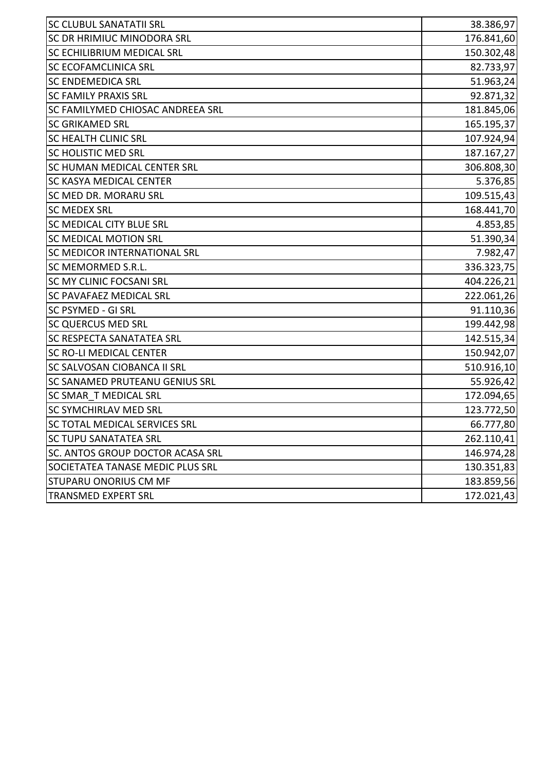| | |
|---|---|
| SC CLUBUL SANATATII SRL | 38.386,97 |
| SC DR HRIMIUC MINODORA SRL | 176.841,60 |
| SC ECHILIBRIUM MEDICAL SRL | 150.302,48 |
| SC ECOFAMCLINICA SRL | 82.733,97 |
| SC ENDEMEDICA SRL | 51.963,24 |
| SC FAMILY PRAXIS SRL | 92.871,32 |
| SC FAMILYMED CHIOSAC ANDREEA SRL | 181.845,06 |
| SC GRIKAMED SRL | 165.195,37 |
| SC HEALTH CLINIC SRL | 107.924,94 |
| SC HOLISTIC MED SRL | 187.167,27 |
| SC HUMAN MEDICAL CENTER SRL | 306.808,30 |
| SC KASYA MEDICAL CENTER | 5.376,85 |
| SC MED DR. MORARU SRL | 109.515,43 |
| SC MEDEX SRL | 168.441,70 |
| SC MEDICAL CITY BLUE SRL | 4.853,85 |
| SC MEDICAL MOTION SRL | 51.390,34 |
| SC MEDICOR INTERNATIONAL SRL | 7.982,47 |
| SC MEMORMED S.R.L. | 336.323,75 |
| SC MY CLINIC FOCSANI SRL | 404.226,21 |
| SC PAVAFAEZ MEDICAL SRL | 222.061,26 |
| SC PSYMED - GI SRL | 91.110,36 |
| SC QUERCUS MED SRL | 199.442,98 |
| SC RESPECTA SANATATEA SRL | 142.515,34 |
| SC RO-LI MEDICAL CENTER | 150.942,07 |
| SC SALVOSAN CIOBANCA II SRL | 510.916,10 |
| SC SANAMED PRUTEANU GENIUS SRL | 55.926,42 |
| SC SMAR_T MEDICAL SRL | 172.094,65 |
| SC SYMCHIRLAV MED SRL | 123.772,50 |
| SC TOTAL MEDICAL SERVICES SRL | 66.777,80 |
| SC TUPU SANATATEA SRL | 262.110,41 |
| SC. ANTOS GROUP DOCTOR ACASA SRL | 146.974,28 |
| SOCIETATEA TANASE MEDIC PLUS SRL | 130.351,83 |
| STUPARU ONORIUS CM MF | 183.859,56 |
| TRANSMED EXPERT SRL | 172.021,43 |